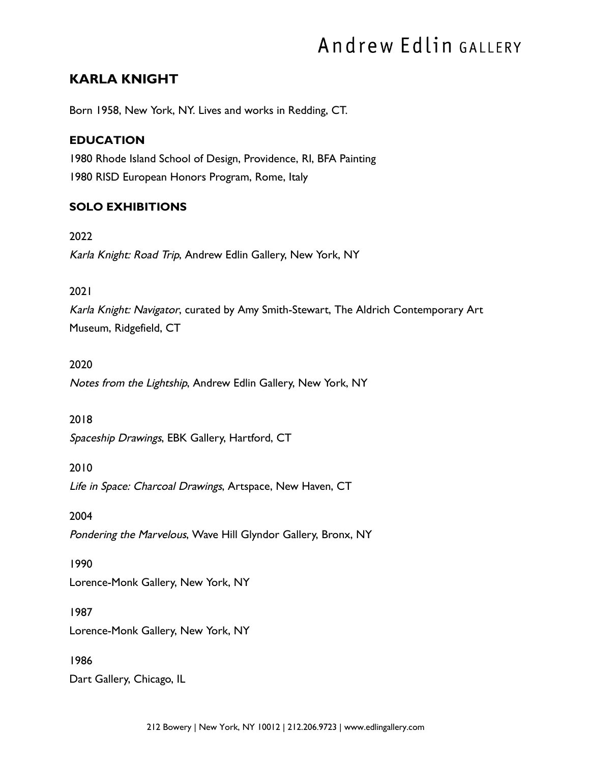# KARLA KNIGHT

Born 1958, New York, NY. Lives and works in Redding, CT.

## EDUCATION

1980 Rhode Island School of Design, Providence, RI, BFA Painting

1980 RISD European Honors Program, Rome, Italy

## SOLO EXHIBITIONS

2022

*Karla Knight: Road Trip*, Andrew Edlin Gallery, New York, NY

2021

*Karla Knight: Navigator*, curated by Amy Smith-Stewart, The Aldrich Contemporary Art Museum, Ridgefield, CT

2020

*Notes from the Lightship*, Andrew Edlin Gallery, New York, NY

2018

*Spaceship Drawings*, EBK Gallery, Hartford, CT

2010

*Life in Space: Charcoal Drawings*, Artspace, New Haven, CT

2004

*Pondering the Marvelous*, Wave Hill Glyndor Gallery, Bronx, NY

1990

Lorence-Monk Gallery, New York, NY

1987

Lorence-Monk Gallery, New York, NY

1986

Dart Gallery, Chicago, IL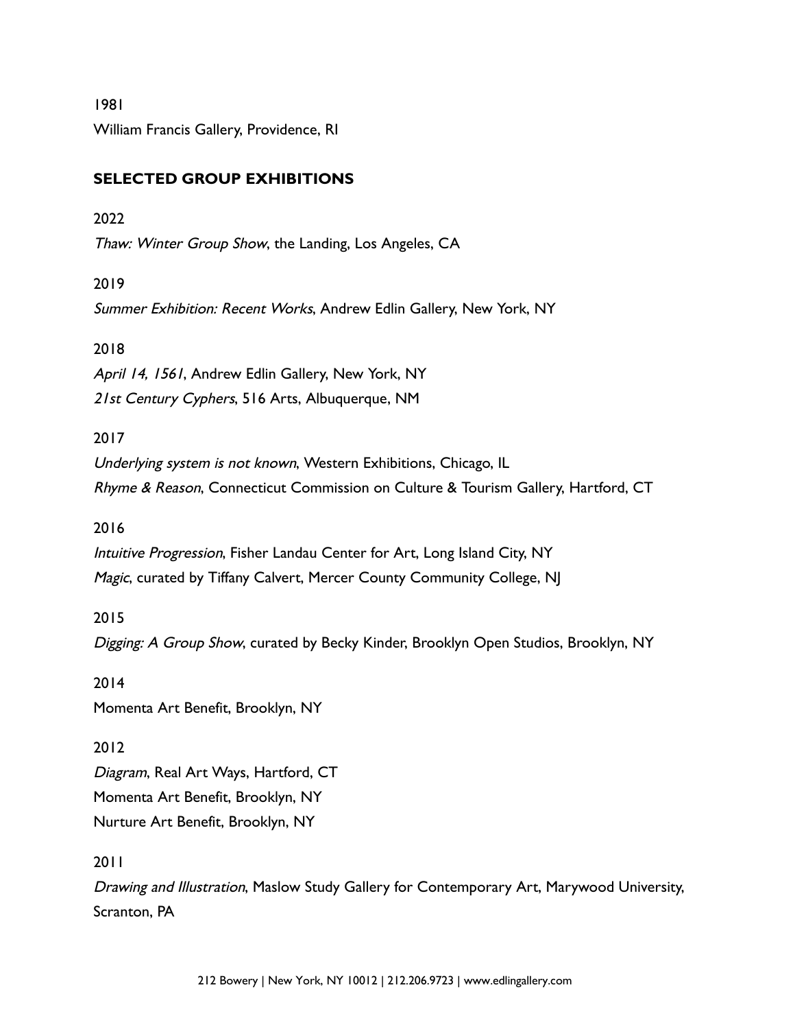1981

William Francis Gallery, Providence, RI

## SELECTED GROUP EXHIBITIONS

2022

*Thaw: Winter Group Show*, the Landing, Los Angeles, CA

2019

*Summer Exhibition: Recent Works*, Andrew Edlin Gallery, New York, NY

2018

*April 14, 1561*, Andrew Edlin Gallery, New York, NY

*21st Century Cyphers*, 516 Arts, Albuquerque, NM

2017

*Underlying system is not known*, Western Exhibitions, Chicago, IL

*Rhyme & Reason*, Connecticut Commission on Culture & Tourism Gallery, Hartford, CT

2016

*Intuitive Progression*, Fisher Landau Center for Art, Long Island City, NY

*Magic*, curated by Tiffany Calvert, Mercer County Community College, NJ

2015

*Digging: A Group Show*, curated by Becky Kinder, Brooklyn Open Studios, Brooklyn, NY

2014

Momenta Art Benefit, Brooklyn, NY

2012

*Diagram*, Real Art Ways, Hartford, CT

Momenta Art Benefit, Brooklyn, NY

Nurture Art Benefit, Brooklyn, NY

2011

*Drawing and Illustration*, Maslow Study Gallery for Contemporary Art, Marywood University, Scranton, PA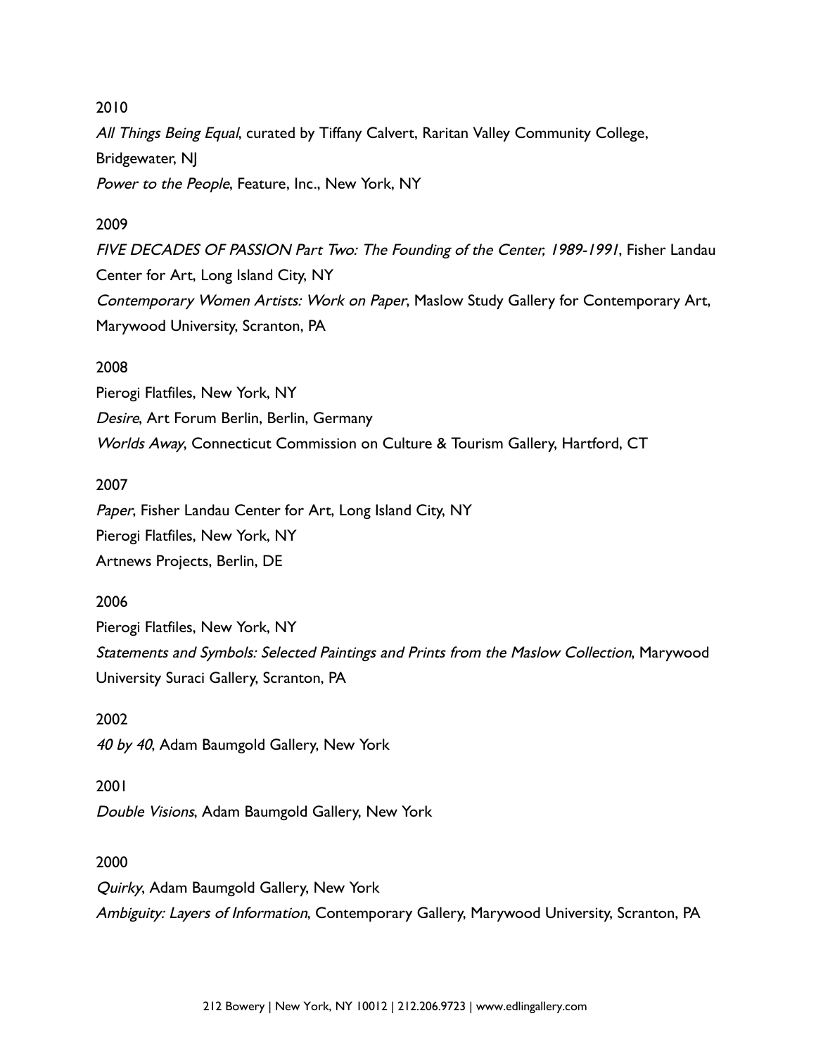2010

*All Things Being Equal*, curated by Tiffany Calvert, Raritan Valley Community College, Bridgewater, NJ

*Power to the People*, Feature, Inc., New York, NY

2009

*FIVE DECADES OF PASSION Part Two: The Founding of the Center, 1989-1991*, Fisher Landau Center for Art, Long Island City, NY

*Contemporary Women Artists: Work on Paper*, Maslow Study Gallery for Contemporary Art, Marywood University, Scranton, PA

2008

Pierogi Flatfiles, New York, NY

*Desire*, Art Forum Berlin, Berlin, Germany

*Worlds Away*, Connecticut Commission on Culture & Tourism Gallery, Hartford, CT

2007

*Paper*, Fisher Landau Center for Art, Long Island City, NY

Pierogi Flatfiles, New York, NY

Artnews Projects, Berlin, DE

2006

Pierogi Flatfiles, New York, NY

*Statements and Symbols: Selected Paintings and Prints from the Maslow Collection*, Marywood University Suraci Gallery, Scranton, PA

2002

*40 by 40*, Adam Baumgold Gallery, New York

2001

*Double Visions*, Adam Baumgold Gallery, New York

2000

*Quirky*, Adam Baumgold Gallery, New York

*Ambiguity: Layers of Information*, Contemporary Gallery, Marywood University, Scranton, PA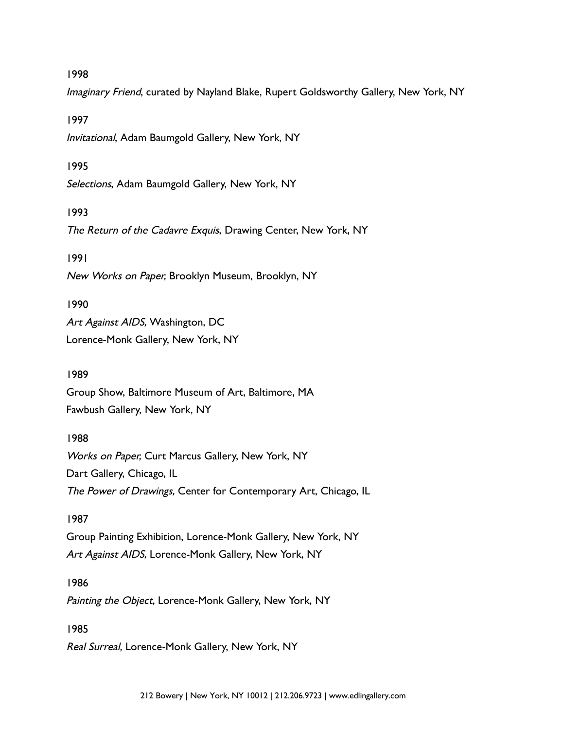1998

*Imaginary Friend*, curated by Nayland Blake, Rupert Goldsworthy Gallery, New York, NY

1997

*Invitational*, Adam Baumgold Gallery, New York, NY

1995

*Selections*, Adam Baumgold Gallery, New York, NY

1993

*The Return of the Cadavre Exquis*, Drawing Center, New York, NY

1991

*New Works on Paper,* Brooklyn Museum, Brooklyn, NY

1990

*Art Against AIDS,* Washington, DC
Lorence-Monk Gallery, New York, NY

1989

Group Show, Baltimore Museum of Art, Baltimore, MA
Fawbush Gallery, New York, NY

1988

*Works on Paper,* Curt Marcus Gallery, New York, NY
Dart Gallery, Chicago, IL
*The Power of Drawings,* Center for Contemporary Art, Chicago, IL

1987

Group Painting Exhibition, Lorence-Monk Gallery, New York, NY
*Art Against AIDS,* Lorence-Monk Gallery, New York, NY

1986

*Painting the Object,* Lorence-Monk Gallery, New York, NY

1985

*Real Surreal,* Lorence-Monk Gallery, New York, NY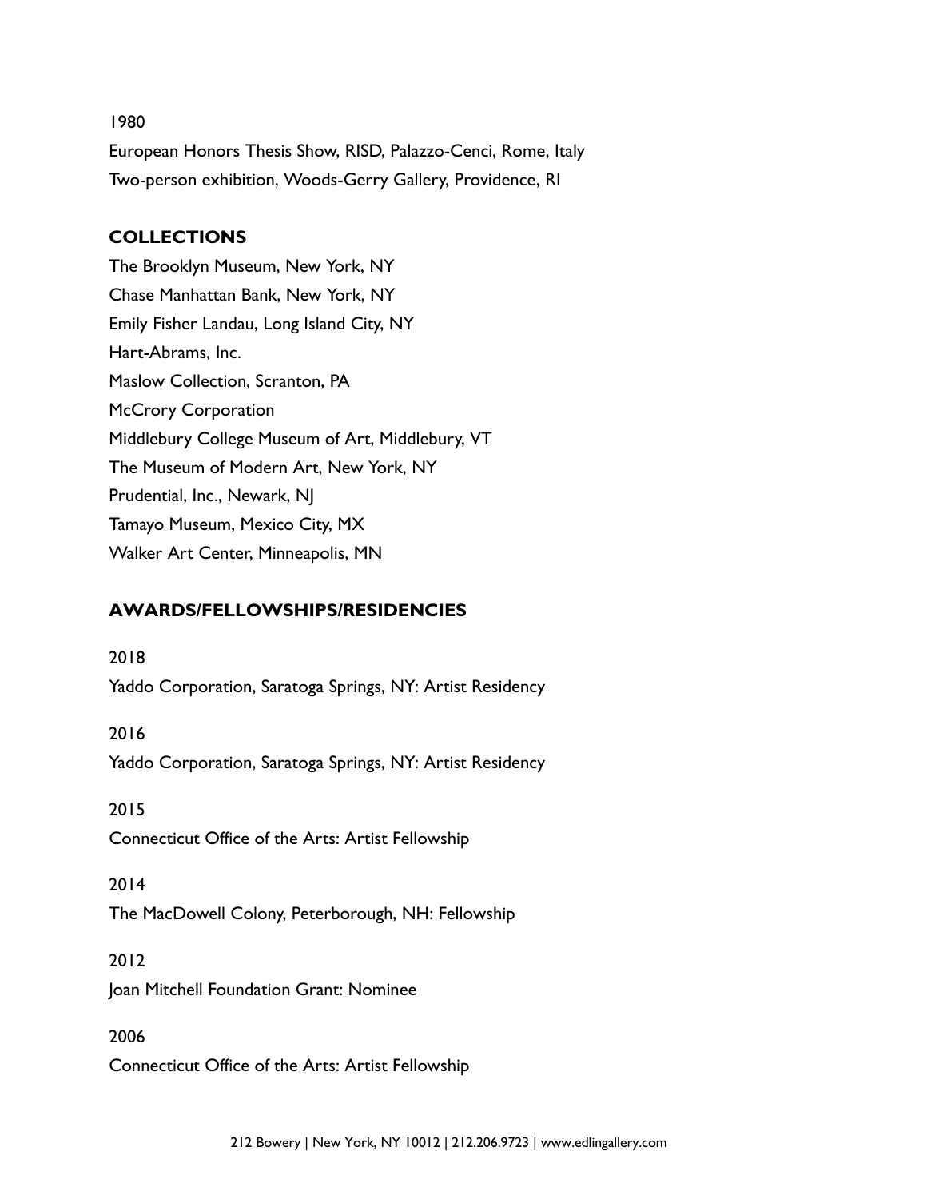1980

European Honors Thesis Show, RISD, Palazzo-Cenci, Rome, Italy
Two-person exhibition, Woods-Gerry Gallery, Providence, RI

## COLLECTIONS

The Brooklyn Museum, New York, NY
Chase Manhattan Bank, New York, NY
Emily Fisher Landau, Long Island City, NY
Hart-Abrams, Inc.
Maslow Collection, Scranton, PA
McCrory Corporation
Middlebury College Museum of Art, Middlebury, VT
The Museum of Modern Art, New York, NY
Prudential, Inc., Newark, NJ
Tamayo Museum, Mexico City, MX
Walker Art Center, Minneapolis, MN

## AWARDS/FELLOWSHIPS/RESIDENCIES

2018

Yaddo Corporation, Saratoga Springs, NY: Artist Residency

2016

Yaddo Corporation, Saratoga Springs, NY: Artist Residency

2015

Connecticut Office of the Arts: Artist Fellowship

2014

The MacDowell Colony, Peterborough, NH: Fellowship

2012

Joan Mitchell Foundation Grant: Nominee

2006

Connecticut Office of the Arts: Artist Fellowship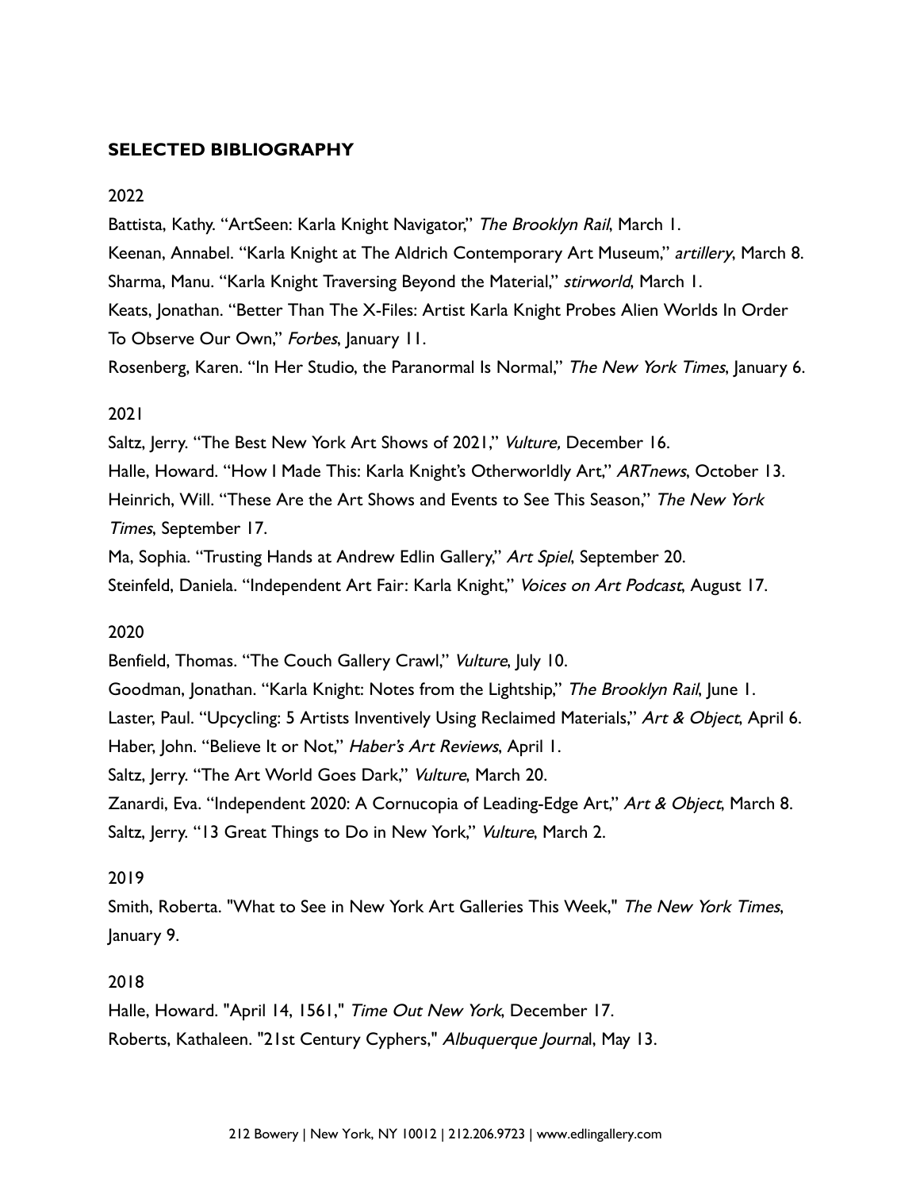## SELECTED BIBLIOGRAPHY

2022

Battista, Kathy. "ArtSeen: Karla Knight Navigator," *The Brooklyn Rail*, March 1.

Keenan, Annabel. "Karla Knight at The Aldrich Contemporary Art Museum," *artillery*, March 8.

Sharma, Manu. "Karla Knight Traversing Beyond the Material," *stirworld*, March 1.

Keats, Jonathan. "Better Than The X-Files: Artist Karla Knight Probes Alien Worlds In Order To Observe Our Own," *Forbes*, January 11.

Rosenberg, Karen. "In Her Studio, the Paranormal Is Normal," *The New York Times*, January 6.

2021

Saltz, Jerry. "The Best New York Art Shows of 2021," *Vulture,* December 16.

Halle, Howard. "How I Made This: Karla Knight's Otherworldly Art," *ARTnews*, October 13.

Heinrich, Will. "These Are the Art Shows and Events to See This Season," *The New York Times*, September 17.

Ma, Sophia. "Trusting Hands at Andrew Edlin Gallery," *Art Spiel*, September 20.

Steinfeld, Daniela. "Independent Art Fair: Karla Knight," *Voices on Art Podcast*, August 17.

2020

Benfield, Thomas. "The Couch Gallery Crawl," *Vulture*, July 10.

Goodman, Jonathan. "Karla Knight: Notes from the Lightship," *The Brooklyn Rail*, June 1.

Laster, Paul. "Upcycling: 5 Artists Inventively Using Reclaimed Materials," *Art & Object*, April 6.

Haber, John. "Believe It or Not," *Haber's Art Reviews*, April 1.

Saltz, Jerry. "The Art World Goes Dark," *Vulture*, March 20.

Zanardi, Eva. "Independent 2020: A Cornucopia of Leading-Edge Art," *Art & Object*, March 8.

Saltz, Jerry. "13 Great Things to Do in New York," *Vulture*, March 2.

2019

Smith, Roberta. "What to See in New York Art Galleries This Week," *The New York Times*, January 9.

2018

Halle, Howard. "April 14, 1561," *Time Out New York*, December 17.

Roberts, Kathaleen. "21st Century Cyphers," *Albuquerque Journa*l, May 13.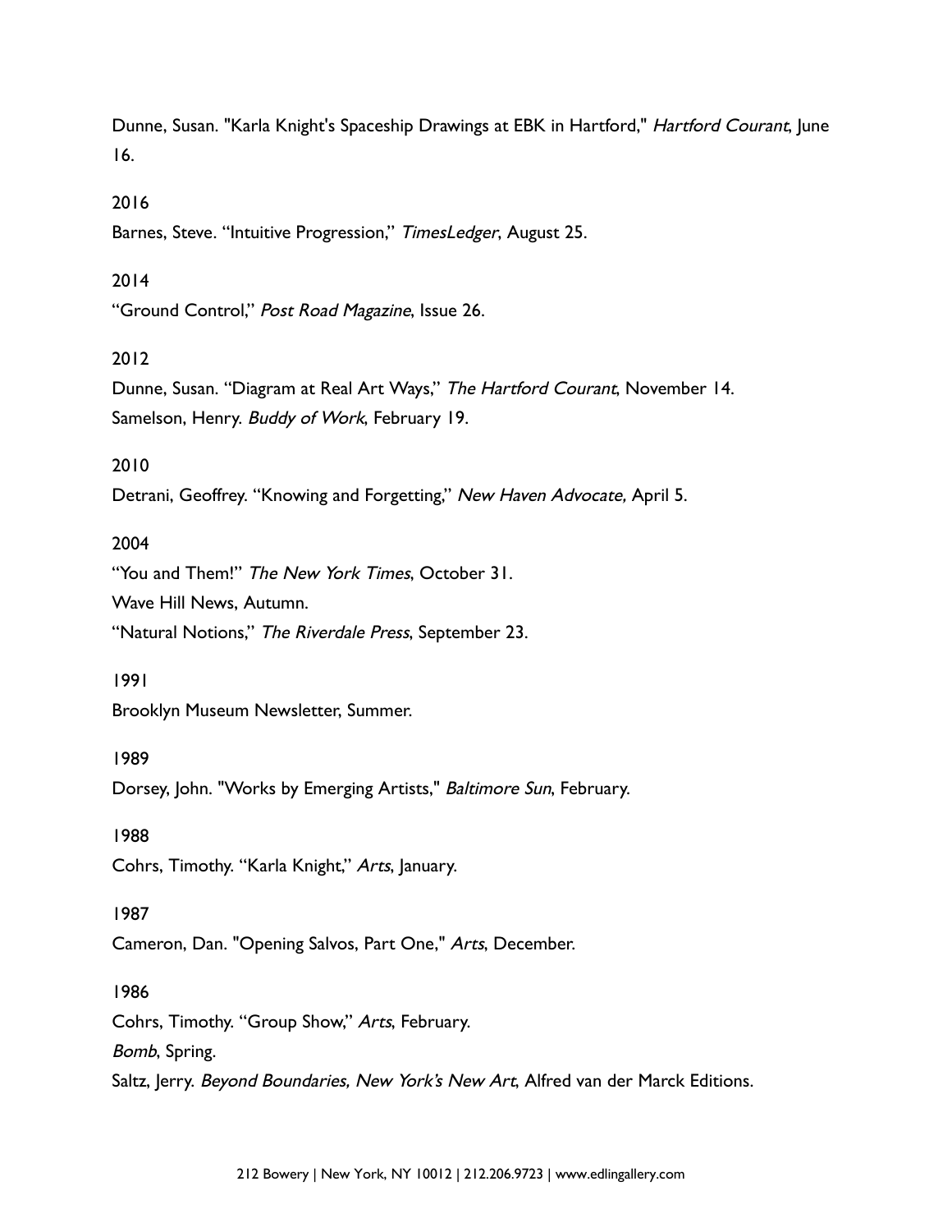Dunne, Susan. "Karla Knight's Spaceship Drawings at EBK in Hartford," *Hartford Courant*, June 16.

2016

Barnes, Steve. "Intuitive Progression," *TimesLedger*, August 25.

2014

"Ground Control," *Post Road Magazine*, Issue 26.

2012

Dunne, Susan. "Diagram at Real Art Ways," *The Hartford Courant*, November 14.
Samelson, Henry. *Buddy of Work*, February 19.

2010

Detrani, Geoffrey. "Knowing and Forgetting," *New Haven Advocate,* April 5.

2004

"You and Them!" *The New York Times*, October 31.
Wave Hill News, Autumn.
"Natural Notions," *The Riverdale Press*, September 23.

1991

Brooklyn Museum Newsletter, Summer.

1989

Dorsey, John. "Works by Emerging Artists," *Baltimore Sun*, February.

1988

Cohrs, Timothy. "Karla Knight," *Arts*, January.

1987

Cameron, Dan. "Opening Salvos, Part One," *Arts*, December.

1986

Cohrs, Timothy. "Group Show," *Arts*, February.
*Bomb*, Spring.
Saltz, Jerry. *Beyond Boundaries, New York's New Art*, Alfred van der Marck Editions.